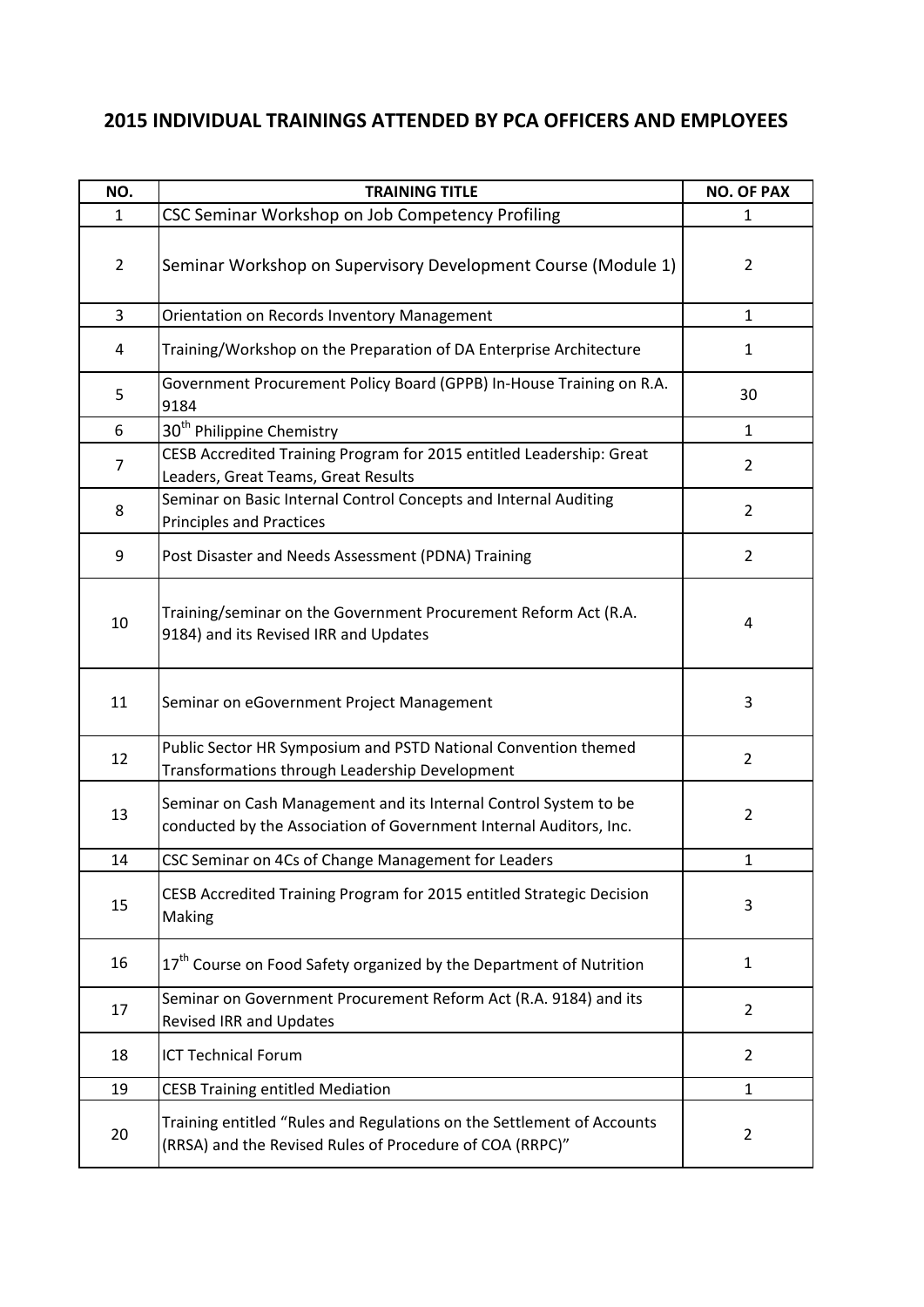# 2015 INDIVIDUAL TRAININGS ATTENDED BY PCA OFFICERS AND EMPLOYEES

| NO. | TRAINING TITLE | NO. OF PAX |
|---|---|---|
| 1 | CSC Seminar Workshop on Job Competency Profiling | 1 |
| 2 | Seminar Workshop on Supervisory Development Course (Module 1) | 2 |
| 3 | Orientation on Records Inventory Management | 1 |
| 4 | Training/Workshop on the Preparation of DA Enterprise Architecture | 1 |
| 5 | Government Procurement Policy Board (GPPB) In-House Training on R.A. 9184 | 30 |
| 6 | 30th Philippine Chemistry | 1 |
| 7 | CESB Accredited Training Program for 2015 entitled Leadership: Great Leaders, Great Teams, Great Results | 2 |
| 8 | Seminar on Basic Internal Control Concepts and Internal Auditing Principles and Practices | 2 |
| 9 | Post Disaster and Needs Assessment (PDNA) Training | 2 |
| 10 | Training/seminar on the Government Procurement Reform Act (R.A. 9184) and its Revised IRR and Updates | 4 |
| 11 | Seminar on eGovernment Project Management | 3 |
| 12 | Public Sector HR Symposium and PSTD National Convention themed Transformations through Leadership Development | 2 |
| 13 | Seminar on Cash Management and its Internal Control System to be conducted by the Association of Government Internal Auditors, Inc. | 2 |
| 14 | CSC Seminar on 4Cs of Change Management for Leaders | 1 |
| 15 | CESB Accredited Training Program for 2015 entitled Strategic Decision Making | 3 |
| 16 | 17th Course on Food Safety organized by the Department of Nutrition | 1 |
| 17 | Seminar on Government Procurement Reform Act (R.A. 9184) and its Revised IRR and Updates | 2 |
| 18 | ICT Technical Forum | 2 |
| 19 | CESB Training entitled Mediation | 1 |
| 20 | Training entitled “Rules and Regulations on the Settlement of Accounts (RRSA) and the Revised Rules of Procedure of COA (RRPC)” | 2 |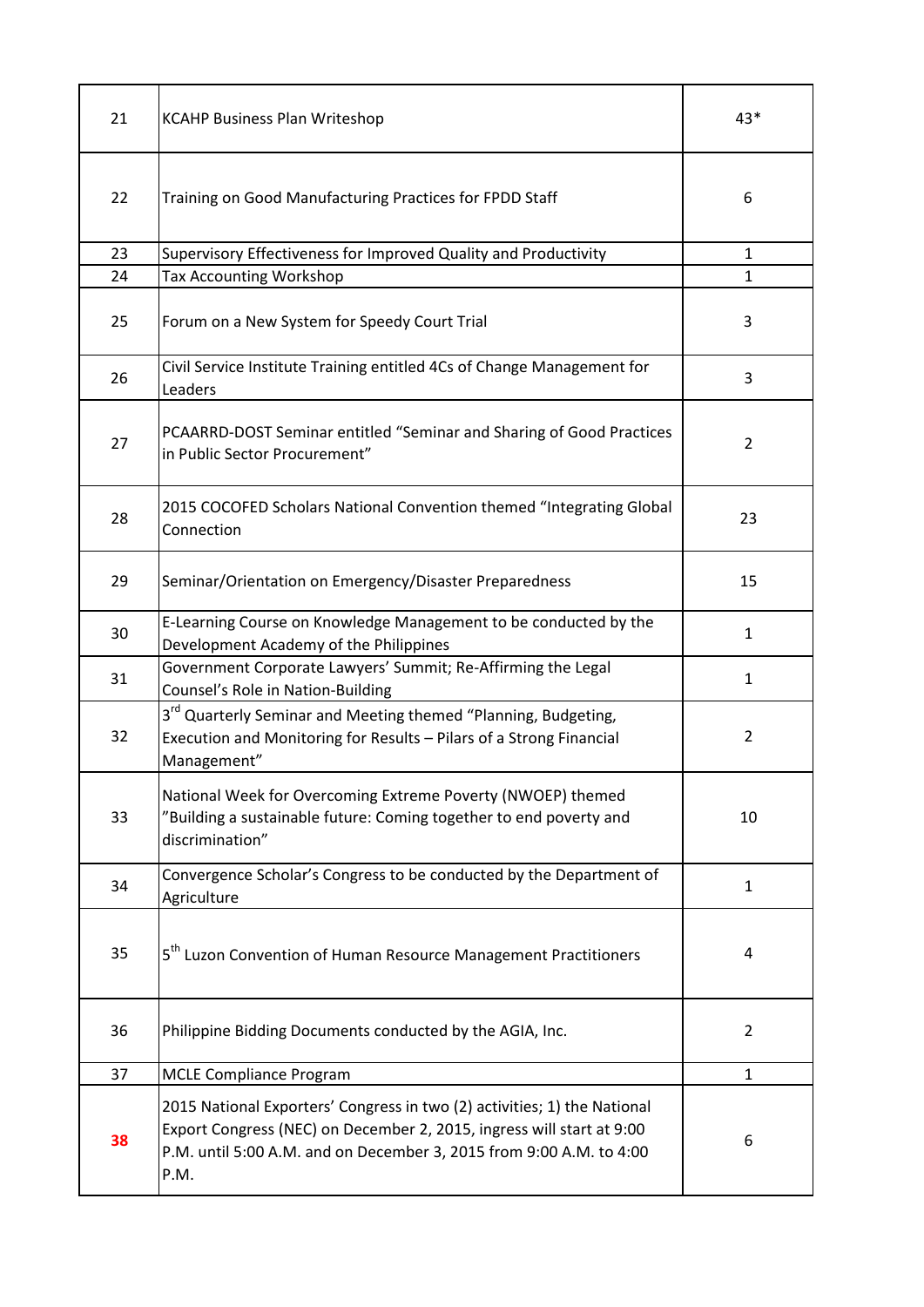| | | |
|---|---|---|
| 21 | KCAHP Business Plan Writeshop | 43* |
| 22 | Training on Good Manufacturing Practices for FPDD Staff | 6 |
| 23 | Supervisory Effectiveness for Improved Quality and Productivity | 1 |
| 24 | Tax Accounting Workshop | 1 |
| 25 | Forum on a New System for Speedy Court Trial | 3 |
| 26 | Civil Service Institute Training entitled 4Cs of Change Management for Leaders | 3 |
| 27 | PCAARRD-DOST Seminar entitled "Seminar and Sharing of Good Practices in Public Sector Procurement" | 2 |
| 28 | 2015 COCOFED Scholars National Convention themed "Integrating Global Connection | 23 |
| 29 | Seminar/Orientation on Emergency/Disaster Preparedness | 15 |
| 30 | E-Learning Course on Knowledge Management to be conducted by the Development Academy of the Philippines | 1 |
| 31 | Government Corporate Lawyers' Summit; Re-Affirming the Legal Counsel's Role in Nation-Building | 1 |
| 32 | 3rd Quarterly Seminar and Meeting themed "Planning, Budgeting, Execution and Monitoring for Results – Pilars of a Strong Financial Management" | 2 |
| 33 | National Week for Overcoming Extreme Poverty (NWOEP) themed "Building a sustainable future: Coming together to end poverty and discrimination" | 10 |
| 34 | Convergence Scholar's Congress to be conducted by the Department of Agriculture | 1 |
| 35 | 5th Luzon Convention of Human Resource Management Practitioners | 4 |
| 36 | Philippine Bidding Documents conducted by the AGIA, Inc. | 2 |
| 37 | MCLE Compliance Program | 1 |
| 38 | 2015 National Exporters' Congress in two (2) activities; 1) the National Export Congress (NEC) on December 2, 2015, ingress will start at 9:00 P.M. until 5:00 A.M. and on December 3, 2015 from 9:00 A.M. to 4:00 P.M. | 6 |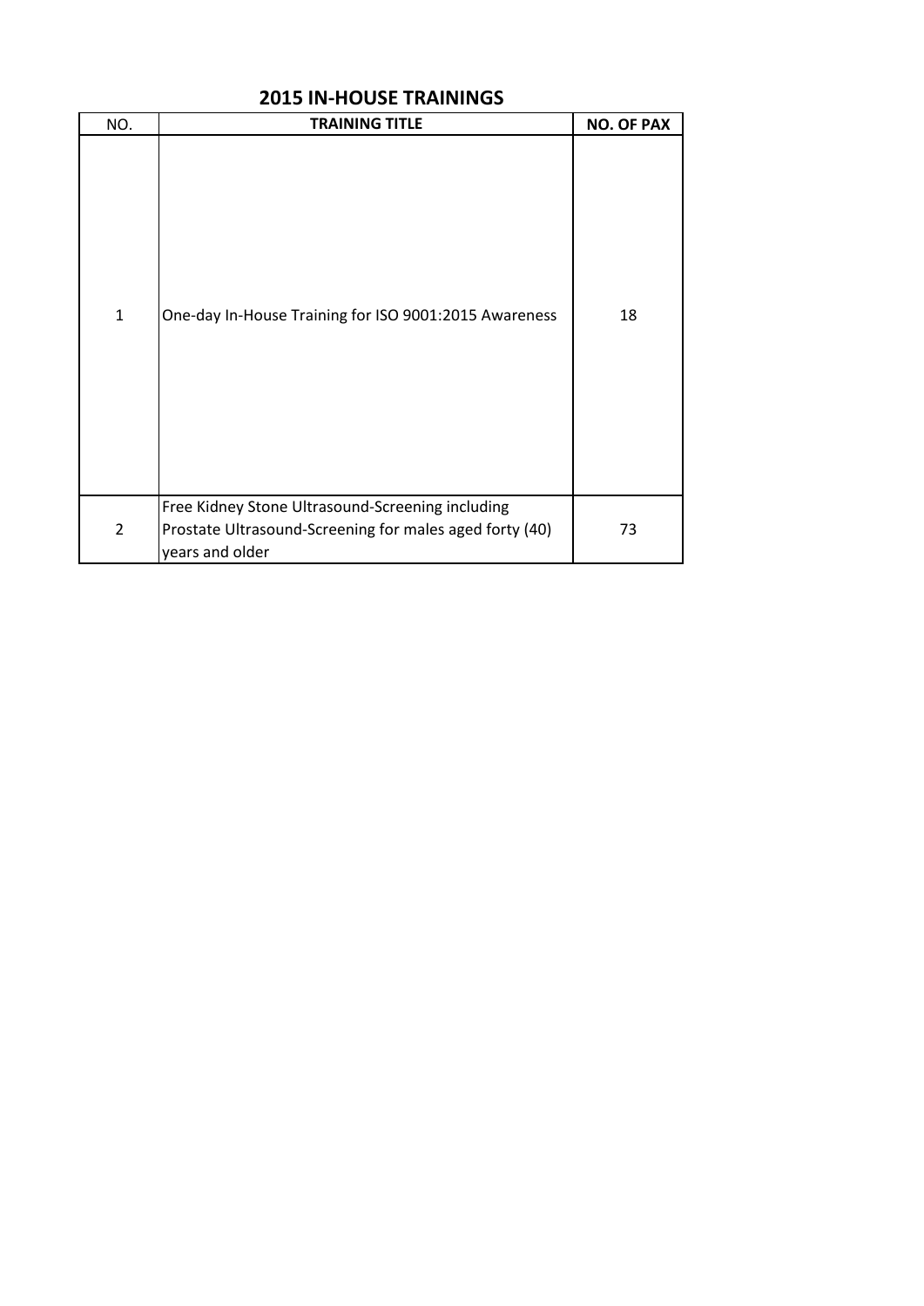## 2015 IN-HOUSE TRAININGS

| NO. | TRAINING TITLE | NO. OF PAX |
|---|---|---|
| 1 | One-day In-House Training for ISO 9001:2015 Awareness | 18 |
| 2 | Free Kidney Stone Ultrasound-Screening including Prostate Ultrasound-Screening for males aged forty (40) years and older | 73 |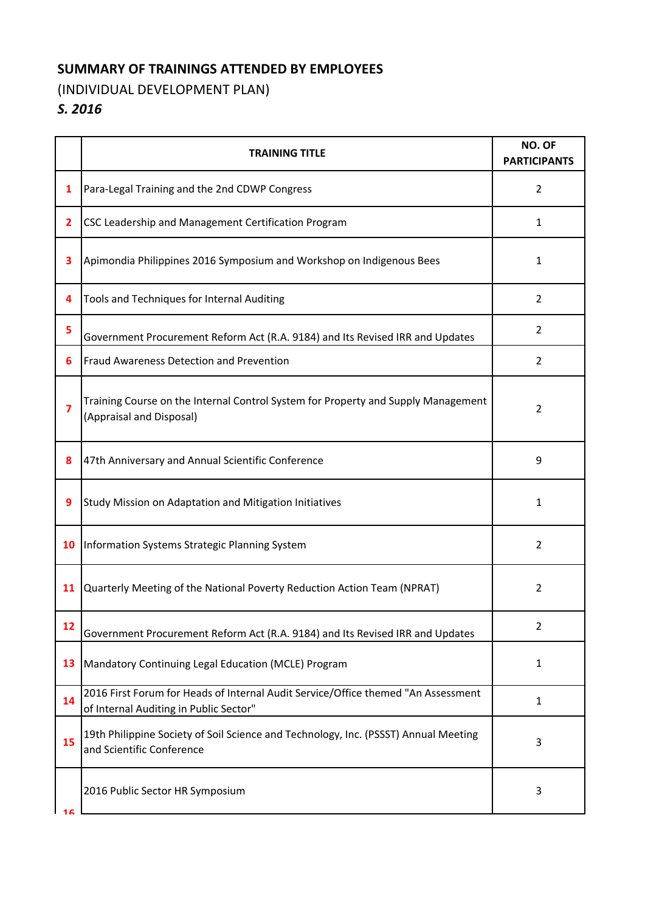**SUMMARY OF TRAININGS ATTENDED BY EMPLOYEES**

(INDIVIDUAL DEVELOPMENT PLAN)

***S. 2016***

| | TRAINING TITLE | NO. OF PARTICIPANTS |
|---|---|---|
| 1 | Para-Legal Training and the 2nd CDWP Congress | 2 |
| 2 | CSC Leadership and Management Certification Program | 1 |
| 3 | Apimondia Philippines 2016 Symposium and Workshop on Indigenous Bees | 1 |
| 4 | Tools and Techniques for Internal Auditing | 2 |
| 5 | Government Procurement Reform Act (R.A. 9184) and Its Revised IRR and Updates | 2 |
| 6 | Fraud Awareness Detection and Prevention | 2 |
| 7 | Training Course on the Internal Control System for Property and Supply Management (Appraisal and Disposal) | 2 |
| 8 | 47th Anniversary and Annual Scientific Conference | 9 |
| 9 | Study Mission on Adaptation and Mitigation Initiatives | 1 |
| 10 | Information Systems Strategic Planning System | 2 |
| 11 | Quarterly Meeting of the National Poverty Reduction Action Team (NPRAT) | 2 |
| 12 | Government Procurement Reform Act (R.A. 9184) and Its Revised IRR and Updates | 2 |
| 13 | Mandatory Continuing Legal Education (MCLE) Program | 1 |
| 14 | 2016 First Forum for Heads of Internal Audit Service/Office themed "An Assessment of Internal Auditing in Public Sector" | 1 |
| 15 | 19th Philippine Society of Soil Science and Technology, Inc. (PSSST) Annual Meeting and Scientific Conference | 3 |
| 16 | 2016 Public Sector HR Symposium | 3 |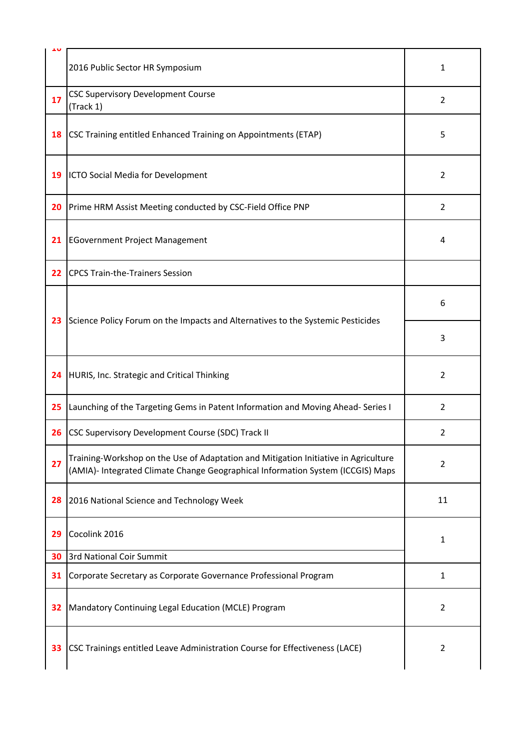| | | |
|---|---|---|
| 16 | 2016 Public Sector HR Symposium | 1 |
| 17 | CSC Supervisory Development Course (Track 1) | 2 |
| 18 | CSC Training entitled Enhanced Training on Appointments (ETAP) | 5 |
| 19 | ICTO Social Media for Development | 2 |
| 20 | Prime HRM Assist Meeting conducted by CSC-Field Office PNP | 2 |
| 21 | EGovernment Project Management | 4 |
| 22 | CPCS Train-the-Trainers Session | |
| 23 | Science Policy Forum on the Impacts and Alternatives to the Systemic Pesticides | 6 |
| | | 3 |
| 24 | HURIS, Inc. Strategic and Critical Thinking | 2 |
| 25 | Launching of the Targeting Gems in Patent Information and Moving Ahead- Series I | 2 |
| 26 | CSC Supervisory Development Course (SDC) Track II | 2 |
| 27 | Training-Workshop on the Use of Adaptation and Mitigation Initiative in Agriculture (AMIA)- Integrated Climate Change Geographical Information System (ICCGIS) Maps | 2 |
| 28 | 2016 National Science and Technology Week | 11 |
| 29 | Cocolink 2016 | 1 |
| 30 | 3rd National Coir Summit | |
| 31 | Corporate Secretary as Corporate Governance Professional Program | 1 |
| 32 | Mandatory Continuing Legal Education (MCLE) Program | 2 |
| 33 | CSC Trainings entitled Leave Administration Course for Effectiveness (LACE) | 2 |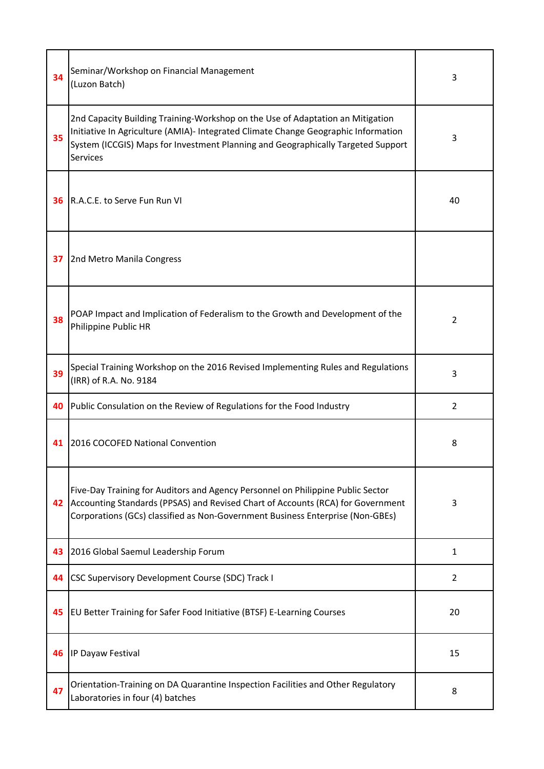| | | |
|---|---|---|
| 34 | Seminar/Workshop on Financial Management (Luzon Batch) | 3 |
| 35 | 2nd Capacity Building Training-Workshop on the Use of Adaptation an Mitigation Initiative In Agriculture (AMIA)- Integrated Climate Change Geographic Information System (ICCGIS) Maps for Investment Planning and Geographically Targeted Support Services | 3 |
| 36 | R.A.C.E. to Serve Fun Run VI | 40 |
| 37 | 2nd Metro Manila Congress | |
| 38 | POAP Impact and Implication of Federalism to the Growth and Development of the Philippine Public HR | 2 |
| 39 | Special Training Workshop on the 2016 Revised Implementing Rules and Regulations (IRR) of R.A. No. 9184 | 3 |
| 40 | Public Consulation on the Review of Regulations for the Food Industry | 2 |
| 41 | 2016 COCOFED National Convention | 8 |
| 42 | Five-Day Training for Auditors and Agency Personnel on Philippine Public Sector Accounting Standards (PPSAS) and Revised Chart of Accounts (RCA) for Government Corporations (GCs) classified as Non-Government Business Enterprise (Non-GBEs) | 3 |
| 43 | 2016 Global Saemul Leadership Forum | 1 |
| 44 | CSC Supervisory Development Course (SDC) Track I | 2 |
| 45 | EU Better Training for Safer Food Initiative (BTSF) E-Learning Courses | 20 |
| 46 | IP Dayaw Festival | 15 |
| 47 | Orientation-Training on DA Quarantine Inspection Facilities and Other Regulatory Laboratories in four (4) batches | 8 |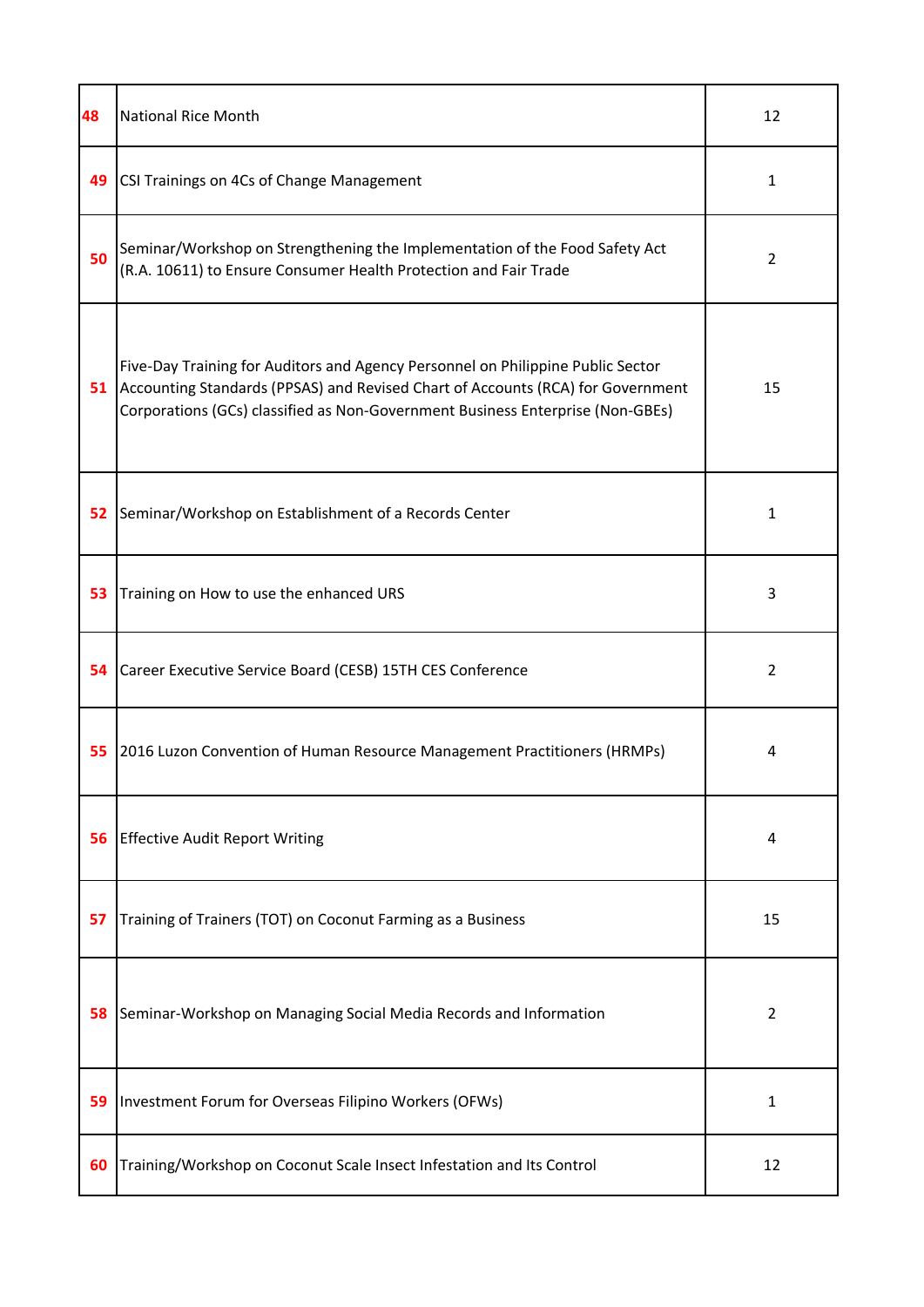| | | |
|---|---|---|
| 48 | National Rice Month | 12 |
| 49 | CSI Trainings on 4Cs of Change Management | 1 |
| 50 | Seminar/Workshop on Strengthening the Implementation of the Food Safety Act (R.A. 10611) to Ensure Consumer Health Protection and Fair Trade | 2 |
| 51 | Five-Day Training for Auditors and Agency Personnel on Philippine Public Sector Accounting Standards (PPSAS) and Revised Chart of Accounts (RCA) for Government Corporations (GCs) classified as Non-Government Business Enterprise (Non-GBEs) | 15 |
| 52 | Seminar/Workshop on Establishment of a Records Center | 1 |
| 53 | Training on How to use the enhanced URS | 3 |
| 54 | Career Executive Service Board (CESB) 15TH CES Conference | 2 |
| 55 | 2016 Luzon Convention of Human Resource Management Practitioners (HRMPs) | 4 |
| 56 | Effective Audit Report Writing | 4 |
| 57 | Training of Trainers (TOT) on Coconut Farming as a Business | 15 |
| 58 | Seminar-Workshop on Managing Social Media Records and Information | 2 |
| 59 | Investment Forum for Overseas Filipino Workers (OFWs) | 1 |
| 60 | Training/Workshop on Coconut Scale Insect Infestation and Its Control | 12 |